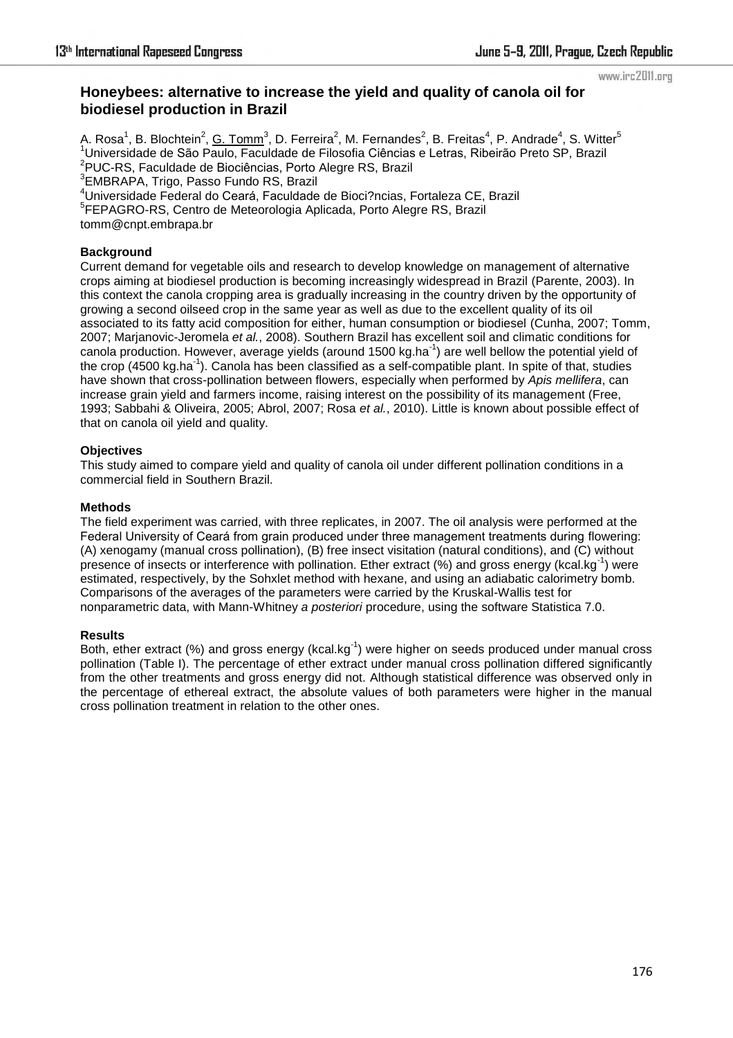# Honeybees: alternative to increase the yield and quality of canola oil for biodiesel production in Brazil

A. Rosa[1], B. Blochtein[2], G. Tomm[3], D. Ferreira[2], M. Fernandes[2], B. Freitas[4], P. Andrade[4], S. Witter[5]

[1]Universidade de São Paulo, Faculdade de Filosofia Ciências e Letras, Ribeirão Preto SP, Brazil
[2]PUC-RS, Faculdade de Biociências, Porto Alegre RS, Brazil
[3]EMBRAPA, Trigo, Passo Fundo RS, Brazil
[4]Universidade Federal do Ceará, Faculdade de Bioci?ncias, Fortaleza CE, Brazil
[5]FEPAGRO-RS, Centro de Meteorologia Aplicada, Porto Alegre RS, Brazil
tomm@cnpt.embrapa.br

## Background

Current demand for vegetable oils and research to develop knowledge on management of alternative crops aiming at biodiesel production is becoming increasingly widespread in Brazil (Parente, 2003). In this context the canola cropping area is gradually increasing in the country driven by the opportunity of growing a second oilseed crop in the same year as well as due to the excellent quality of its oil associated to its fatty acid composition for either, human consumption or biodiesel (Cunha, 2007; Tomm, 2007; Marjanovic-Jeromela *et al.*, 2008). Southern Brazil has excellent soil and climatic conditions for canola production. However, average yields (around 1500 kg.ha$^{-1}$) are well bellow the potential yield of the crop (4500 kg.ha$^{-1}$). Canola has been classified as a self-compatible plant. In spite of that, studies have shown that cross-pollination between flowers, especially when performed by *Apis mellifera*, can increase grain yield and farmers income, raising interest on the possibility of its management (Free, 1993; Sabbahi & Oliveira, 2005; Abrol, 2007; Rosa *et al.*, 2010). Little is known about possible effect of that on canola oil yield and quality.

## Objectives

This study aimed to compare yield and quality of canola oil under different pollination conditions in a commercial field in Southern Brazil.

## Methods

The field experiment was carried, with three replicates, in 2007. The oil analysis were performed at the Federal University of Ceará from grain produced under three management treatments during flowering: (A) xenogamy (manual cross pollination), (B) free insect visitation (natural conditions), and (C) without presence of insects or interference with pollination. Ether extract (%) and gross energy (kcal.kg$^{-1}$) were estimated, respectively, by the Sohxlet method with hexane, and using an adiabatic calorimetry bomb. Comparisons of the averages of the parameters were carried by the Kruskal-Wallis test for nonparametric data, with Mann-Whitney *a posteriori* procedure, using the software Statistica 7.0.

## Results

Both, ether extract (%) and gross energy (kcal.kg$^{-1}$) were higher on seeds produced under manual cross pollination (Table I). The percentage of ether extract under manual cross pollination differed significantly from the other treatments and gross energy did not. Although statistical difference was observed only in the percentage of ethereal extract, the absolute values of both parameters were higher in the manual cross pollination treatment in relation to the other ones.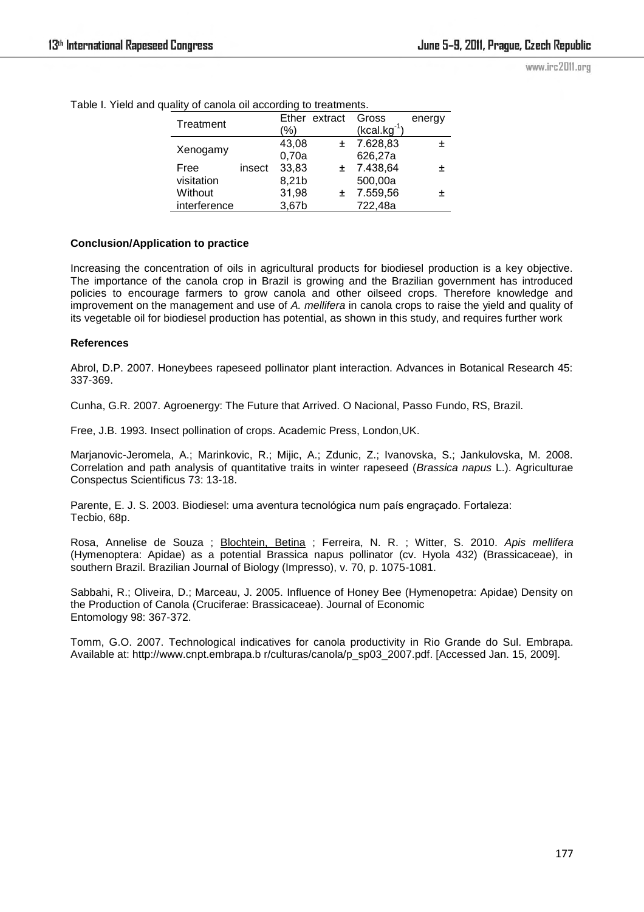Table I. Yield and quality of canola oil according to treatments.

| Treatment | Ether extract (%) | Gross energy ($kcal.kg^{-1}$) |
|---|---|---|
| Xenogamy | 43,08 ± 0,70a | 7.628,83 ± 626,27a |
| Free insect visitation | 33,83 ± 8,21b | 7.438,64 ± 500,00a |
| Without interference | 31,98 ± 3,67b | 7.559,56 ± 722,48a |

**Conclusion/Application to practice**

Increasing the concentration of oils in agricultural products for biodiesel production is a key objective. The importance of the canola crop in Brazil is growing and the Brazilian government has introduced policies to encourage farmers to grow canola and other oilseed crops. Therefore knowledge and improvement on the management and use of *A. mellifera* in canola crops to raise the yield and quality of its vegetable oil for biodiesel production has potential, as shown in this study, and requires further work

**References**

Abrol, D.P. 2007. Honeybees rapeseed pollinator plant interaction. Advances in Botanical Research 45: 337-369.

Cunha, G.R. 2007. Agroenergy: The Future that Arrived. O Nacional, Passo Fundo, RS, Brazil.

Free, J.B. 1993. Insect pollination of crops. Academic Press, London,UK.

Marjanovic-Jeromela, A.; Marinkovic, R.; Mijic, A.; Zdunic, Z.; Ivanovska, S.; Jankulovska, M. 2008. Correlation and path analysis of quantitative traits in winter rapeseed (*Brassica napus* L.). Agriculturae Conspectus Scientificus 73: 13-18.

Parente, E. J. S. 2003. Biodiesel: uma aventura tecnológica num país engraçado. Fortaleza: Tecbio, 68p.

Rosa, Annelise de Souza ; Blochtein, Betina ; Ferreira, N. R. ; Witter, S. 2010. *Apis mellifera* (Hymenoptera: Apidae) as a potential Brassica napus pollinator (cv. Hyola 432) (Brassicaceae), in southern Brazil. Brazilian Journal of Biology (Impresso), v. 70, p. 1075-1081.

Sabbahi, R.; Oliveira, D.; Marceau, J. 2005. Influence of Honey Bee (Hymenopetra: Apidae) Density on the Production of Canola (Cruciferae: Brassicaceae). Journal of Economic Entomology 98: 367-372.

Tomm, G.O. 2007. Technological indicatives for canola productivity in Rio Grande do Sul. Embrapa. Available at: http://www.cnpt.embrapa.b r/culturas/canola/p_sp03_2007.pdf. [Accessed Jan. 15, 2009].